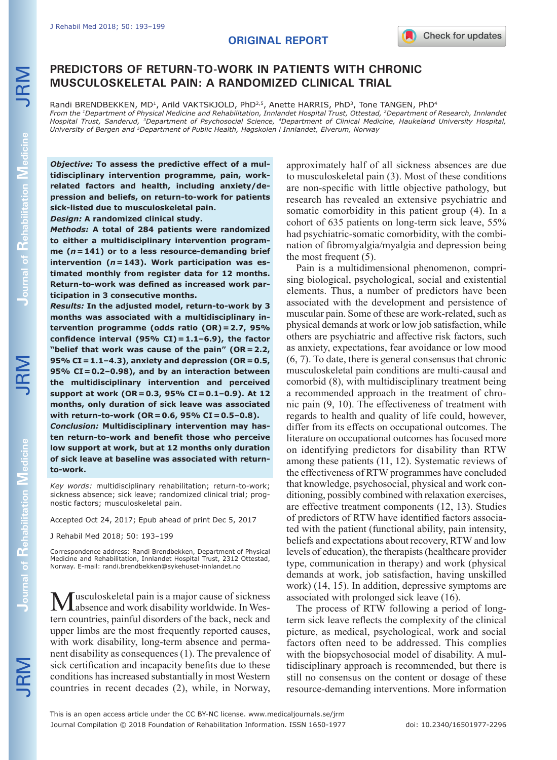# PREDICTORS OF RETURN-TO-WORK IN PATIENTS WITH CHRONIC MUSCULOSKELETAL PAIN: A RANDOMIZED CLINICAL TRIAL

Randi BRENDBEKKEN, MD[1], Arild VAKTSKJOLD, PhD[2,5], Anette HARRIS, PhD[3], Tone TANGEN, PhD[4]

*From the [1]Department of Physical Medicine and Rehabilitation, Innlandet Hospital Trust, Ottestad, [2]Department of Research, Innlandet Hospital Trust, Sanderud, [3]Department of Psychosocial Science, [4]Department of Clinical Medicine, Haukeland University Hospital, University of Bergen and [5]Department of Public Health, Høgskolen i Innlandet, Elverum, Norway*

***Objective:*** **To assess the predictive effect of a multidisciplinary intervention programme, pain, work-related factors and health, including anxiety/depression and beliefs, on return-to-work for patients sick-listed due to musculoskeletal pain.**

***Design:*** **A randomized clinical study.**

***Methods:*** **A total of 284 patients were randomized to either a multidisciplinary intervention programme ($n=141$) or to a less resource-demanding brief intervention ($n=143$). Work participation was estimated monthly from register data for 12 months. Return-to-work was defined as increased work participation in 3 consecutive months.**

***Results:*** **In the adjusted model, return-to-work by 3 months was associated with a multidisciplinary intervention programme (odds ratio (OR) = 2.7, 95% confidence interval (95% CI) = 1.1–6.9), the factor "belief that work was cause of the pain" (OR = 2.2, 95% CI = 1.1–4.3), anxiety and depression (OR = 0.5, 95% CI = 0.2–0.98), and by an interaction between the multidisciplinary intervention and perceived support at work (OR = 0.3, 95% CI = 0.1–0.9). At 12 months, only duration of sick leave was associated with return-to-work (OR = 0.6, 95% CI = 0.5–0.8).**

***Conclusion:*** **Multidisciplinary intervention may hasten return-to-work and benefit those who perceive low support at work, but at 12 months only duration of sick leave at baseline was associated with return-to-work.**

*Key words:* multidisciplinary rehabilitation; return-to-work; sickness absence; sick leave; randomized clinical trial; prognostic factors; musculoskeletal pain.

Accepted Oct 24, 2017; Epub ahead of print Dec 5, 2017

J Rehabil Med 2018; 50: 193–199

Correspondence address: Randi Brendbekken, Department of Physical Medicine and Rehabilitation, Innlandet Hospital Trust, 2312 Ottestad, Norway. E-mail: randi.brendbekken@sykehuset-innlandet.no

Musculoskeletal pain is a major cause of sickness absence and work disability worldwide. In Western countries, painful disorders of the back, neck and upper limbs are the most frequently reported causes, with work disability, long-term absence and permanent disability as consequences (1). The prevalence of sick certification and incapacity benefits due to these conditions has increased substantially in most Western countries in recent decades (2), while, in Norway, approximately half of all sickness absences are due to musculoskeletal pain (3). Most of these conditions are non-specific with little objective pathology, but research has revealed an extensive psychiatric and somatic comorbidity in this patient group (4). In a cohort of 635 patients on long-term sick leave, 55% had psychiatric-somatic comorbidity, with the combination of fibromyalgia/myalgia and depression being the most frequent (5).

Pain is a multidimensional phenomenon, comprising biological, psychological, social and existential elements. Thus, a number of predictors have been associated with the development and persistence of muscular pain. Some of these are work-related, such as physical demands at work or low job satisfaction, while others are psychiatric and affective risk factors, such as anxiety, expectations, fear avoidance or low mood (6, 7). To date, there is general consensus that chronic musculoskeletal pain conditions are multi-causal and comorbid (8), with multidisciplinary treatment being a recommended approach in the treatment of chronic pain (9, 10). The effectiveness of treatment with regards to health and quality of life could, however, differ from its effects on occupational outcomes. The literature on occupational outcomes has focused more on identifying predictors for disability than RTW among these patients (11, 12). Systematic reviews of the effectiveness of RTW programmes have concluded that knowledge, psychosocial, physical and work conditioning, possibly combined with relaxation exercises, are effective treatment components (12, 13). Studies of predictors of RTW have identified factors associated with the patient (functional ability, pain intensity, beliefs and expectations about recovery, RTW and low levels of education), the therapists (healthcare provider type, communication in therapy) and work (physical demands at work, job satisfaction, having unskilled work) (14, 15). In addition, depressive symptoms are associated with prolonged sick leave (16).

The process of RTW following a period of long-term sick leave reflects the complexity of the clinical picture, as medical, psychological, work and social factors often need to be addressed. This complies with the biopsychosocial model of disability. A multidisciplinary approach is recommended, but there is still no consensus on the content or dosage of these resource-demanding interventions. More information

This is an open access article under the CC BY-NC license. www.medicaljournals.se/jrm

Journal Compilation © 2018 Foundation of Rehabilitation Information. ISSN 1650-1977

doi: 10.2340/16501977-2296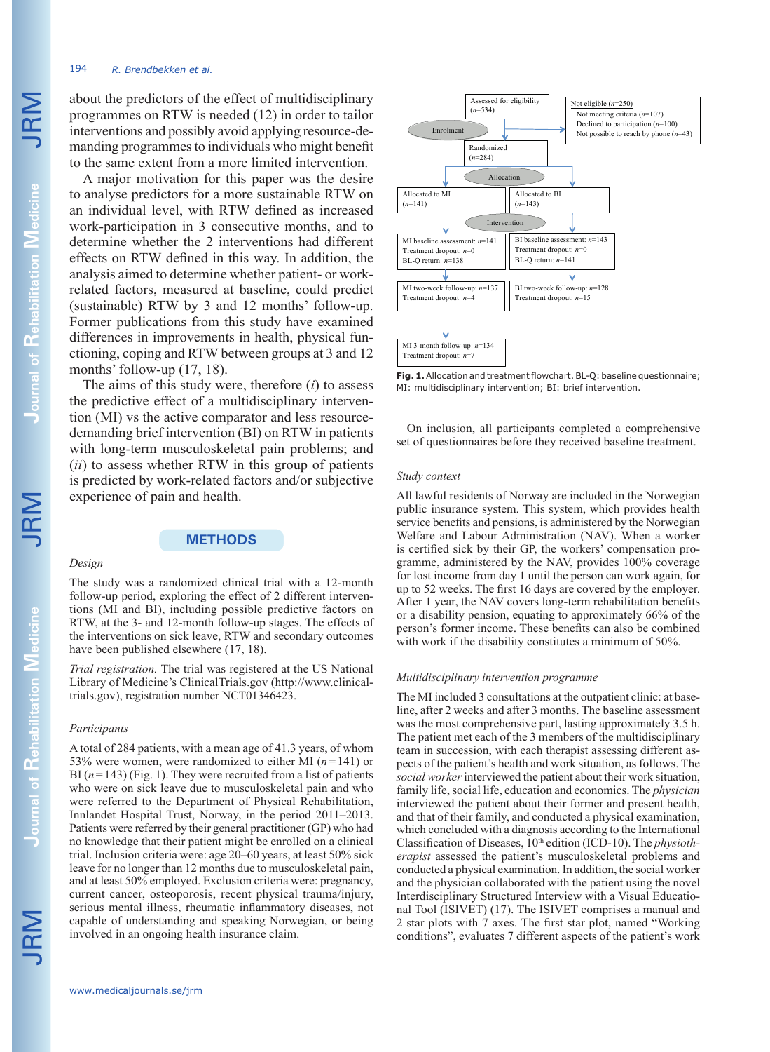about the predictors of the effect of multidisciplinary programmes on RTW is needed (12) in order to tailor interventions and possibly avoid applying resource-demanding programmes to individuals who might benefit to the same extent from a more limited intervention.

A major motivation for this paper was the desire to analyse predictors for a more sustainable RTW on an individual level, with RTW defined as increased work-participation in 3 consecutive months, and to determine whether the 2 interventions had different effects on RTW defined in this way. In addition, the analysis aimed to determine whether patient- or work-related factors, measured at baseline, could predict (sustainable) RTW by 3 and 12 months' follow-up. Former publications from this study have examined differences in improvements in health, physical functioning, coping and RTW between groups at 3 and 12 months' follow-up (17, 18).

The aims of this study were, therefore (*i*) to assess the predictive effect of a multidisciplinary intervention (MI) vs the active comparator and less resource-demanding brief intervention (BI) on RTW in patients with long-term musculoskeletal pain problems; and (*ii*) to assess whether RTW in this group of patients is predicted by work-related factors and/or subjective experience of pain and health.

## METHODS

### *Design*

The study was a randomized clinical trial with a 12-month follow-up period, exploring the effect of 2 different interventions (MI and BI), including possible predictive factors on RTW, at the 3- and 12-month follow-up stages. The effects of the interventions on sick leave, RTW and secondary outcomes have been published elsewhere (17, 18).

*Trial registration.* The trial was registered at the US National Library of Medicine's ClinicalTrials.gov (http://www.clinicaltrials.gov), registration number NCT01346423.

### *Participants*

A total of 284 patients, with a mean age of 41.3 years, of whom 53% were women, were randomized to either MI ($n$=141) or BI ($n$=143) (Fig. 1). They were recruited from a list of patients who were on sick leave due to musculoskeletal pain and who were referred to the Department of Physical Rehabilitation, Innlandet Hospital Trust, Norway, in the period 2011–2013. Patients were referred by their general practitioner (GP) who had no knowledge that their patient might be enrolled on a clinical trial. Inclusion criteria were: age 20–60 years, at least 50% sick leave for no longer than 12 months due to musculoskeletal pain, and at least 50% employed. Exclusion criteria were: pregnancy, current cancer, osteoporosis, recent physical trauma/injury, serious mental illness, rheumatic inflammatory diseases, not capable of understanding and speaking Norwegian, or being involved in an ongoing health insurance claim.

Enrolment
- Assessed for eligibility ($n$=534)
- Not eligible ($n$=250)
  - Not meeting criteria ($n$=107)
  - Declined to participation ($n$=100)
  - Not possible to reach by phone ($n$=43)
- Randomized ($n$=284)

Allocation
- Allocated to MI ($n$=141)
- Allocated to BI ($n$=143)

Intervention
- MI baseline assessment: $n$=141; Treatment dropout: $n$=0; BL-Q return: $n$=138
- BI baseline assessment: $n$=143; Treatment dropout: $n$=0; BL-Q return: $n$=141
- MI two-week follow-up: $n$=137; Treatment dropout: $n$=4
- BI two-week follow-up: $n$=128; Treatment dropout: $n$=15
- MI 3-month follow-up: $n$=134; Treatment dropout: $n$=7

**Fig. 1.** Allocation and treatment flowchart. BL-Q: baseline questionnaire; MI: multidisciplinary intervention; BI: brief intervention.

On inclusion, all participants completed a comprehensive set of questionnaires before they received baseline treatment.

### *Study context*

All lawful residents of Norway are included in the Norwegian public insurance system. This system, which provides health service benefits and pensions, is administered by the Norwegian Welfare and Labour Administration (NAV). When a worker is certified sick by their GP, the workers' compensation programme, administered by the NAV, provides 100% coverage for lost income from day 1 until the person can work again, for up to 52 weeks. The first 16 days are covered by the employer. After 1 year, the NAV covers long-term rehabilitation benefits or a disability pension, equating to approximately 66% of the person's former income. These benefits can also be combined with work if the disability constitutes a minimum of 50%.

### *Multidisciplinary intervention programme*

The MI included 3 consultations at the outpatient clinic: at baseline, after 2 weeks and after 3 months. The baseline assessment was the most comprehensive part, lasting approximately 3.5 h. The patient met each of the 3 members of the multidisciplinary team in succession, with each therapist assessing different aspects of the patient's health and work situation, as follows. The *social worker* interviewed the patient about their work situation, family life, social life, education and economics. The *physician* interviewed the patient about their former and present health, and that of their family, and conducted a physical examination, which concluded with a diagnosis according to the International Classification of Diseases, 10th edition (ICD-10). The *physiotherapist* assessed the patient's musculoskeletal problems and conducted a physical examination. In addition, the social worker and the physician collaborated with the patient using the novel Interdisciplinary Structured Interview with a Visual Educational Tool (ISIVET) (17). The ISIVET comprises a manual and 2 star plots with 7 axes. The first star plot, named "Working conditions", evaluates 7 different aspects of the patient's work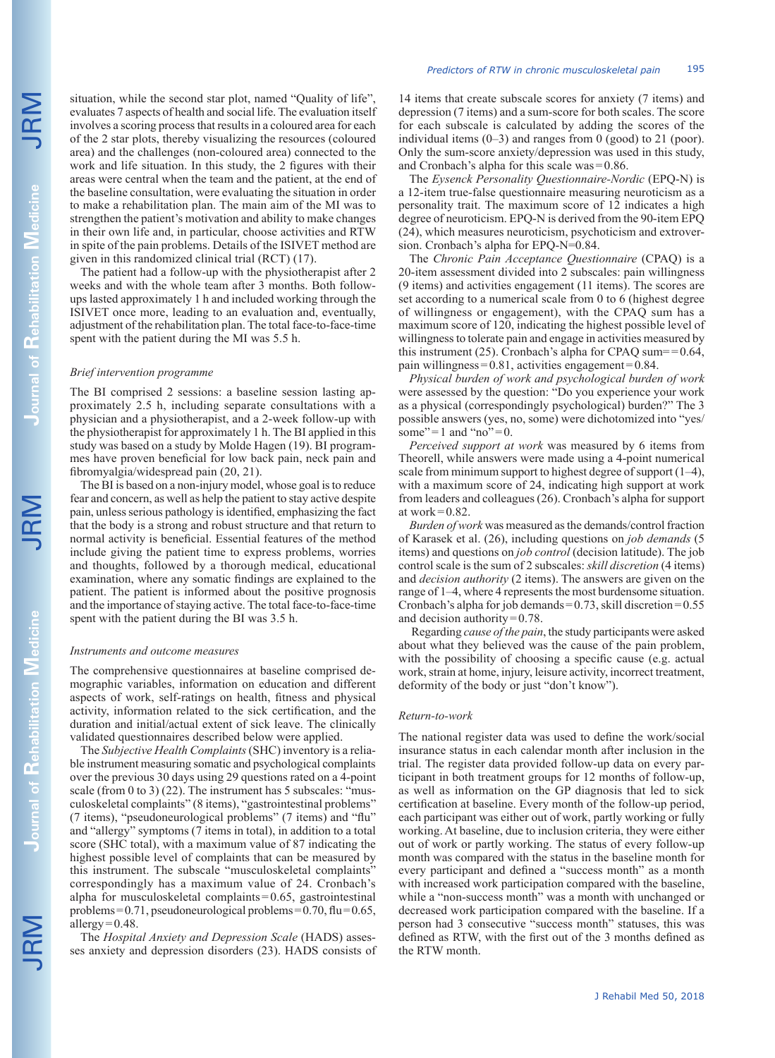situation, while the second star plot, named "Quality of life", evaluates 7 aspects of health and social life. The evaluation itself involves a scoring process that results in a coloured area for each of the 2 star plots, thereby visualizing the resources (coloured area) and the challenges (non-coloured area) connected to the work and life situation. In this study, the 2 figures with their areas were central when the team and the patient, at the end of the baseline consultation, were evaluating the situation in order to make a rehabilitation plan. The main aim of the MI was to strengthen the patient's motivation and ability to make changes in their own life and, in particular, choose activities and RTW in spite of the pain problems. Details of the ISIVET method are given in this randomized clinical trial (RCT) (17).

The patient had a follow-up with the physiotherapist after 2 weeks and with the whole team after 3 months. Both follow-ups lasted approximately 1 h and included working through the ISIVET once more, leading to an evaluation and, eventually, adjustment of the rehabilitation plan. The total face-to-face-time spent with the patient during the MI was 5.5 h.

### *Brief intervention programme*

The BI comprised 2 sessions: a baseline session lasting approximately 2.5 h, including separate consultations with a physician and a physiotherapist, and a 2-week follow-up with the physiotherapist for approximately 1 h. The BI applied in this study was based on a study by Molde Hagen (19). BI programmes have proven beneficial for low back pain, neck pain and fibromyalgia/widespread pain (20, 21).

The BI is based on a non-injury model, whose goal is to reduce fear and concern, as well as help the patient to stay active despite pain, unless serious pathology is identified, emphasizing the fact that the body is a strong and robust structure and that return to normal activity is beneficial. Essential features of the method include giving the patient time to express problems, worries and thoughts, followed by a thorough medical, educational examination, where any somatic findings are explained to the patient. The patient is informed about the positive prognosis and the importance of staying active. The total face-to-face-time spent with the patient during the BI was 3.5 h.

### *Instruments and outcome measures*

The comprehensive questionnaires at baseline comprised demographic variables, information on education and different aspects of work, self-ratings on health, fitness and physical activity, information related to the sick certification, and the duration and initial/actual extent of sick leave. The clinically validated questionnaires described below were applied.

The *Subjective Health Complaints* (SHC) inventory is a reliable instrument measuring somatic and psychological complaints over the previous 30 days using 29 questions rated on a 4-point scale (from 0 to 3) (22). The instrument has 5 subscales: "musculoskeletal complaints" (8 items), "gastrointestinal problems" (7 items), "pseudoneurological problems" (7 items) and "flu" and "allergy" symptoms (7 items in total), in addition to a total score (SHC total), with a maximum value of 87 indicating the highest possible level of complaints that can be measured by this instrument. The subscale "musculoskeletal complaints" correspondingly has a maximum value of 24. Cronbach's alpha for musculoskeletal complaints = 0.65, gastrointestinal problems = 0.71, pseudoneurological problems = 0.70, flu = 0.65, allergy = 0.48.

The *Hospital Anxiety and Depression Scale* (HADS) assesses anxiety and depression disorders (23). HADS consists of 14 items that create subscale scores for anxiety (7 items) and depression (7 items) and a sum-score for both scales. The score for each subscale is calculated by adding the scores of the individual items (0–3) and ranges from 0 (good) to 21 (poor). Only the sum-score anxiety/depression was used in this study, and Cronbach's alpha for this scale was = 0.86.

The *Eysenck Personality Questionnaire-Nordic* (EPQ-N) is a 12-item true-false questionnaire measuring neuroticism as a personality trait. The maximum score of 12 indicates a high degree of neuroticism. EPQ-N is derived from the 90-item EPQ (24), which measures neuroticism, psychoticism and extroversion. Cronbach's alpha for EPQ-N = 0.84.

The *Chronic Pain Acceptance Questionnaire* (CPAQ) is a 20-item assessment divided into 2 subscales: pain willingness (9 items) and activities engagement (11 items). The scores are set according to a numerical scale from 0 to 6 (highest degree of willingness or engagement), with the CPAQ sum has a maximum score of 120, indicating the highest possible level of willingness to tolerate pain and engage in activities measured by this instrument (25). Cronbach's alpha for CPAQ sum = = 0.64, pain willingness = 0.81, activities engagement = 0.84.

*Physical burden of work and psychological burden of work* were assessed by the question: "Do you experience your work as a physical (correspondingly psychological) burden?" The 3 possible answers (yes, no, some) were dichotomized into "yes/some" = 1 and "no" = 0.

*Perceived support at work* was measured by 6 items from Theorell, while answers were made using a 4-point numerical scale from minimum support to highest degree of support (1–4), with a maximum score of 24, indicating high support at work from leaders and colleagues (26). Cronbach's alpha for support at work = 0.82.

*Burden of work* was measured as the demands/control fraction of Karasek et al. (26), including questions on *job demands* (5 items) and questions on *job control* (decision latitude). The job control scale is the sum of 2 subscales: *skill discretion* (4 items) and *decision authority* (2 items). The answers are given on the range of 1–4, where 4 represents the most burdensome situation. Cronbach's alpha for job demands = 0.73, skill discretion = 0.55 and decision authority = 0.78.

Regarding *cause of the pain*, the study participants were asked about what they believed was the cause of the pain problem, with the possibility of choosing a specific cause (e.g. actual work, strain at home, injury, leisure activity, incorrect treatment, deformity of the body or just "don't know").

### *Return-to-work*

The national register data was used to define the work/social insurance status in each calendar month after inclusion in the trial. The register data provided follow-up data on every participant in both treatment groups for 12 months of follow-up, as well as information on the GP diagnosis that led to sick certification at baseline. Every month of the follow-up period, each participant was either out of work, partly working or fully working. At baseline, due to inclusion criteria, they were either out of work or partly working. The status of every follow-up month was compared with the status in the baseline month for every participant and defined a "success month" as a month with increased work participation compared with the baseline, while a "non-success month" was a month with unchanged or decreased work participation compared with the baseline. If a person had 3 consecutive "success month" statuses, this was defined as RTW, with the first out of the 3 months defined as the RTW month.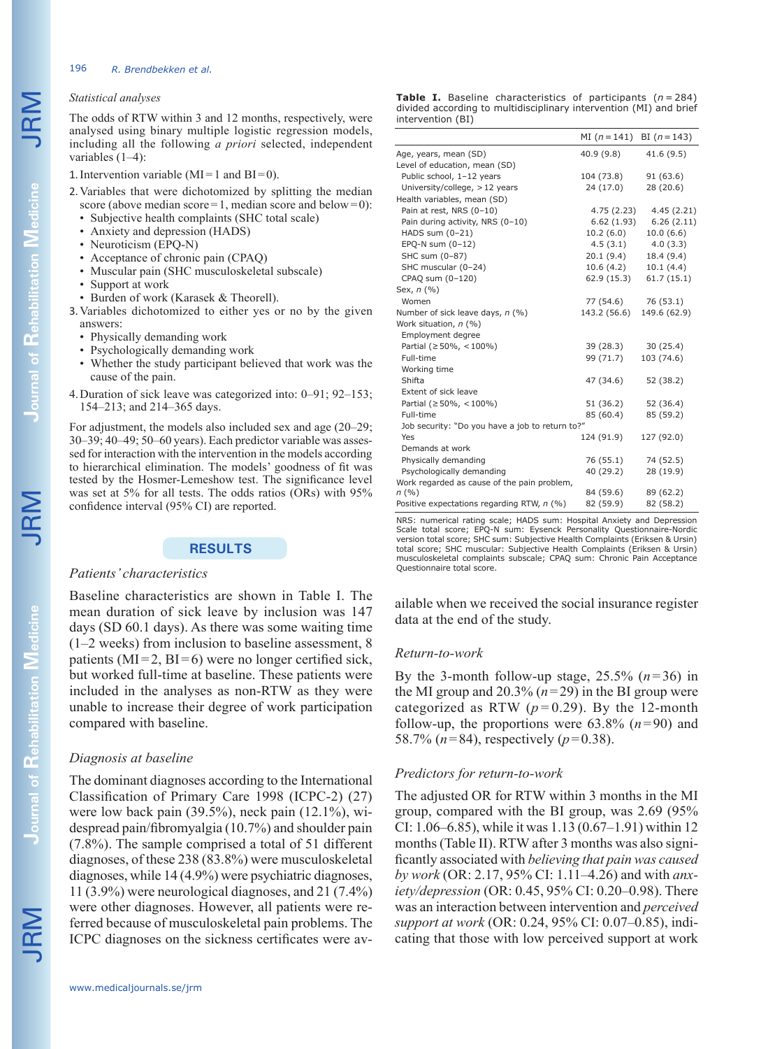### Statistical analyses

The odds of RTW within 3 and 12 months, respectively, were analysed using binary multiple logistic regression models, including all the following *a priori* selected, independent variables (1–4):

1. Intervention variable (MI = 1 and BI = 0).
2. Variables that were dichotomized by splitting the median score (above median score = 1, median score and below = 0):
   - Subjective health complaints (SHC total scale)
   - Anxiety and depression (HADS)
   - Neuroticism (EPQ-N)
   - Acceptance of chronic pain (CPAQ)
   - Muscular pain (SHC musculoskeletal subscale)
   - Support at work
   - Burden of work (Karasek & Theorell).
3. Variables dichotomized to either yes or no by the given answers:
   - Physically demanding work
   - Psychologically demanding work
   - Whether the study participant believed that work was the cause of the pain.
4. Duration of sick leave was categorized into: 0–91; 92–153; 154–213; and 214–365 days.

For adjustment, the models also included sex and age (20–29; 30–39; 40–49; 50–60 years). Each predictor variable was assessed for interaction with the intervention in the models according to hierarchical elimination. The models' goodness of fit was tested by the Hosmer-Lemeshow test. The significance level was set at 5% for all tests. The odds ratios (ORs) with 95% confidence interval (95% CI) are reported.

## RESULTS

### Patients' characteristics

Baseline characteristics are shown in Table I. The mean duration of sick leave by inclusion was 147 days (SD 60.1 days). As there was some waiting time (1–2 weeks) from inclusion to baseline assessment, 8 patients (MI = 2, BI = 6) were no longer certified sick, but worked full-time at baseline. These patients were included in the analyses as non-RTW as they were unable to increase their degree of work participation compared with baseline.

### Diagnosis at baseline

The dominant diagnoses according to the International Classification of Primary Care 1998 (ICPC-2) (27) were low back pain (39.5%), neck pain (12.1%), widespread pain/fibromyalgia (10.7%) and shoulder pain (7.8%). The sample comprised a total of 51 different diagnoses, of these 238 (83.8%) were musculoskeletal diagnoses, while 14 (4.9%) were psychiatric diagnoses, 11 (3.9%) were neurological diagnoses, and 21 (7.4%) were other diagnoses. However, all patients were referred because of musculoskeletal pain problems. The ICPC diagnoses on the sickness certificates were available when we received the social insurance register data at the end of the study.

**Table I.** Baseline characteristics of participants ($n = 284$) divided according to multidisciplinary intervention (MI) and brief intervention (BI)

| | MI ($n = 141$) | BI ($n = 143$) |
|---|---|---|
| Age, years, mean (SD) | 40.9 (9.8) | 41.6 (9.5) |
| Level of education, mean (SD) | | |
| Public school, 1–12 years | 104 (73.8) | 91 (63.6) |
| University/college, > 12 years | 24 (17.0) | 28 (20.6) |
| Health variables, mean (SD) | | |
| Pain at rest, NRS (0–10) | 4.75 (2.23) | 4.45 (2.21) |
| Pain during activity, NRS (0–10) | 6.62 (1.93) | 6.26 (2.11) |
| HADS sum (0–21) | 10.2 (6.0) | 10.0 (6.6) |
| EPQ-N sum (0–12) | 4.5 (3.1) | 4.0 (3.3) |
| SHC sum (0–87) | 20.1 (9.4) | 18.4 (9.4) |
| SHC muscular (0–24) | 10.6 (4.2) | 10.1 (4.4) |
| CPAQ sum (0–120) | 62.9 (15.3) | 61.7 (15.1) |
| Sex, *n* (%) | | |
| Women | 77 (54.6) | 76 (53.1) |
| Number of sick leave days, *n* (%) | 143.2 (56.6) | 149.6 (62.9) |
| Work situation, *n* (%) | | |
| Employment degree | | |
| Partial (≥ 50%, < 100%) | 39 (28.3) | 30 (25.4) |
| Full-time | 99 (71.7) | 103 (74.6) |
| Working time | | |
| Shifta | 47 (34.6) | 52 (38.2) |
| Extent of sick leave | | |
| Partial (≥ 50%, < 100%) | 51 (36.2) | 52 (36.4) |
| Full-time | 85 (60.4) | 85 (59.2) |
| Job security: "Do you have a job to return to?" | | |
| Yes | 124 (91.9) | 127 (92.0) |
| Demands at work | | |
| Physically demanding | 76 (55.1) | 74 (52.5) |
| Psychologically demanding | 40 (29.2) | 28 (19.9) |
| Work regarded as cause of the pain problem, *n* (%) | 84 (59.6) | 89 (62.2) |
| Positive expectations regarding RTW, *n* (%) | 82 (59.9) | 82 (58.2) |

NRS: numerical rating scale; HADS sum: Hospital Anxiety and Depression Scale total score; EPQ-N sum: Eysenck Personality Questionnaire-Nordic version total score; SHC sum: Subjective Health Complaints (Eriksen & Ursin) total score; SHC muscular: Subjective Health Complaints (Eriksen & Ursin) musculoskeletal complaints subscale; CPAQ sum: Chronic Pain Acceptance Questionnaire total score.

### Return-to-work

By the 3-month follow-up stage, 25.5% ($n = 36$) in the MI group and 20.3% ($n = 29$) in the BI group were categorized as RTW ($p = 0.29$). By the 12-month follow-up, the proportions were 63.8% ($n = 90$) and 58.7% ($n = 84$), respectively ($p = 0.38$).

### Predictors for return-to-work

The adjusted OR for RTW within 3 months in the MI group, compared with the BI group, was 2.69 (95% CI: 1.06–6.85), while it was 1.13 (0.67–1.91) within 12 months (Table II). RTW after 3 months was also significantly associated with *believing that pain was caused by work* (OR: 2.17, 95% CI: 1.11–4.26) and with *anxiety/depression* (OR: 0.45, 95% CI: 0.20–0.98). There was an interaction between intervention and *perceived support at work* (OR: 0.24, 95% CI: 0.07–0.85), indicating that those with low perceived support at work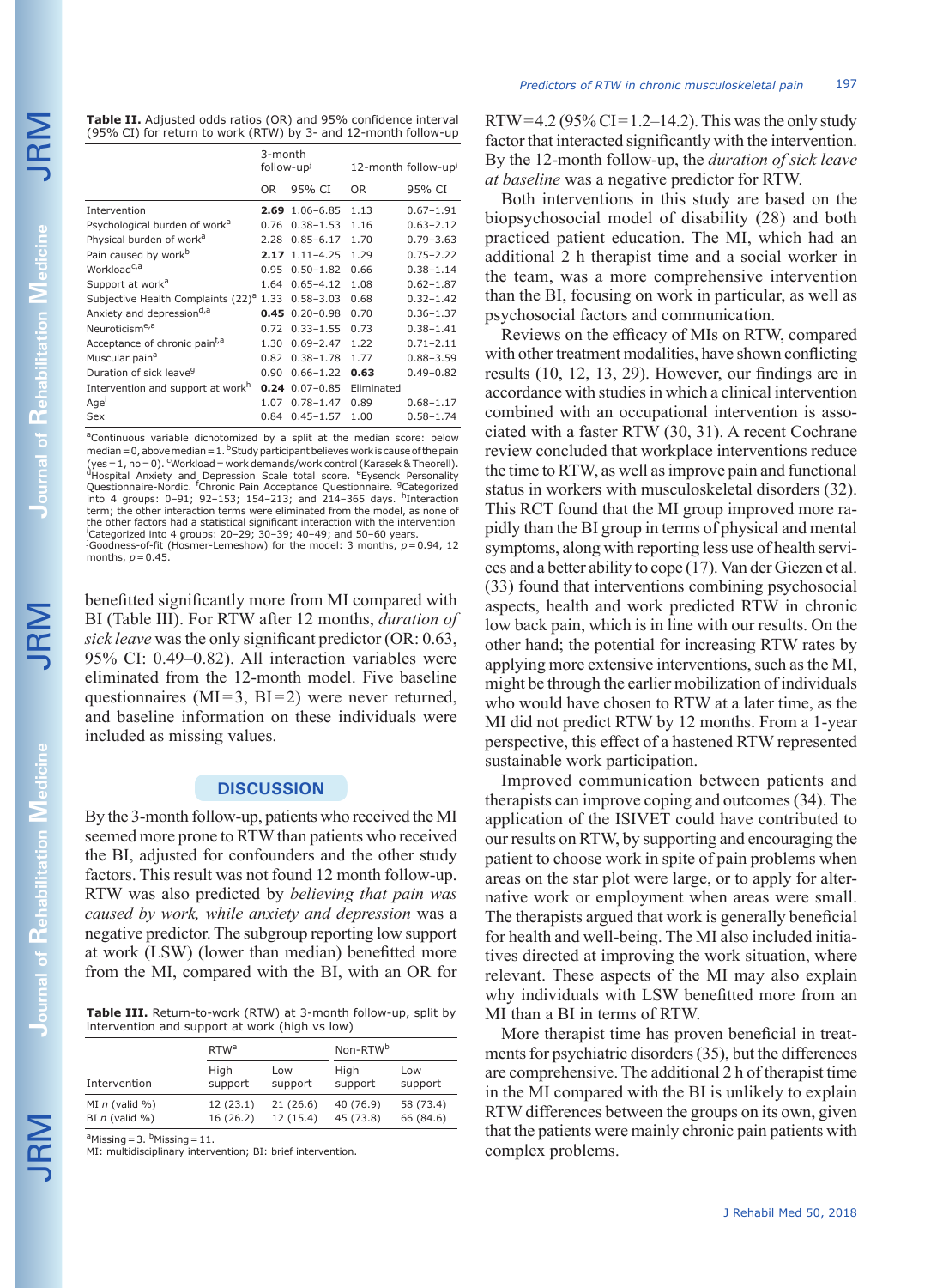**Table II.** Adjusted odds ratios (OR) and 95% confidence interval (95% CI) for return to work (RTW) by 3- and 12-month follow-up

| | 3-month follow-up[j] | | 12-month follow-up[j] | |
|---|---|---|---|---|
| | OR | 95% CI | OR | 95% CI |
| Intervention | **2.69** | 1.06–6.85 | 1.13 | 0.67–1.91 |
| Psychological burden of work[a] | 0.76 | 0.38–1.53 | 1.16 | 0.63–2.12 |
| Physical burden of work[a] | 2.28 | 0.85–6.17 | 1.70 | 0.79–3.63 |
| Pain caused by work[b] | **2.17** | 1.11–4.25 | 1.29 | 0.75–2.22 |
| Workload[c,a] | 0.95 | 0.50–1.82 | 0.66 | 0.38–1.14 |
| Support at work[a] | 1.64 | 0.65–4.12 | 1.08 | 0.62–1.87 |
| Subjective Health Complaints (22)[a] | 1.33 | 0.58–3.03 | 0.68 | 0.32–1.42 |
| Anxiety and depression[d,a] | **0.45** | 0.20–0.98 | 0.70 | 0.36–1.37 |
| Neuroticism[e,a] | 0.72 | 0.33–1.55 | 0.73 | 0.38–1.41 |
| Acceptance of chronic pain[f,a] | 1.30 | 0.69–2.47 | 1.22 | 0.71–2.11 |
| Muscular pain[a] | 0.82 | 0.38–1.78 | 1.77 | 0.88–3.59 |
| Duration of sick leave[g] | 0.90 | 0.66–1.22 | **0.63** | 0.49–0.82 |
| Intervention and support at work[h] | **0.24** | 0.07–0.85 | Eliminated | |
| Age[i] | 1.07 | 0.78–1.47 | 0.89 | 0.68–1.17 |
| Sex | 0.84 | 0.45–1.57 | 1.00 | 0.58–1.74 |

[a]Continuous variable dichotomized by a split at the median score: below median = 0, above median = 1. [b]Study participant believes work is cause of the pain (yes = 1, no = 0). [c]Workload = work demands/work control (Karasek & Theorell). [d]Hospital Anxiety and Depression Scale total score. [e]Eysenck Personality Questionnaire-Nordic. [f]Chronic Pain Acceptance Questionnaire. [g]Categorized into 4 groups: 0–91; 92–153; 154–213; and 214–365 days. [h]Interaction term; the other interaction terms were eliminated from the model, as none of the other factors had a statistical significant interaction with the intervention. [i]Categorized into 4 groups: 20–29; 30–39; 40–49; and 50–60 years. [j]Goodness-of-fit (Hosmer-Lemeshow) for the model: 3 months, $p = 0.94$, 12 months, $p = 0.45$.

benefitted significantly more from MI compared with BI (Table III). For RTW after 12 months, *duration of sick leave* was the only significant predictor (OR: 0.63, 95% CI: 0.49–0.82). All interaction variables were eliminated from the 12-month model. Five baseline questionnaires (MI = 3, BI = 2) were never returned, and baseline information on these individuals were included as missing values.

## DISCUSSION

By the 3-month follow-up, patients who received the MI seemed more prone to RTW than patients who received the BI, adjusted for confounders and the other study factors. This result was not found 12 month follow-up. RTW was also predicted by *believing that pain was caused by work, while anxiety and depression* was a negative predictor. The subgroup reporting low support at work (LSW) (lower than median) benefitted more from the MI, compared with the BI, with an OR for RTW = 4.2 (95% CI = 1.2–14.2). This was the only study factor that interacted significantly with the intervention. By the 12-month follow-up, the *duration of sick leave at baseline* was a negative predictor for RTW.

**Table III.** Return-to-work (RTW) at 3-month follow-up, split by intervention and support at work (high vs low)

| | RTW[a] | | Non-RTW[b] | |
|---|---|---|---|---|
| Intervention | High support | Low support | High support | Low support |
| MI *n* (valid %) | 12 (23.1) | 21 (26.6) | 40 (76.9) | 58 (73.4) |
| BI *n* (valid %) | 16 (26.2) | 12 (15.4) | 45 (73.8) | 66 (84.6) |

[a]Missing = 3. [b]Missing = 11.
MI: multidisciplinary intervention; BI: brief intervention.

Both interventions in this study are based on the biopsychosocial model of disability (28) and both practiced patient education. The MI, which had an additional 2 h therapist time and a social worker in the team, was a more comprehensive intervention than the BI, focusing on work in particular, as well as psychosocial factors and communication.

Reviews on the efficacy of MIs on RTW, compared with other treatment modalities, have shown conflicting results (10, 12, 13, 29). However, our findings are in accordance with studies in which a clinical intervention combined with an occupational intervention is associated with a faster RTW (30, 31). A recent Cochrane review concluded that workplace interventions reduce the time to RTW, as well as improve pain and functional status in workers with musculoskeletal disorders (32). This RCT found that the MI group improved more rapidly than the BI group in terms of physical and mental symptoms, along with reporting less use of health services and a better ability to cope (17). Van der Giezen et al. (33) found that interventions combining psychosocial aspects, health and work predicted RTW in chronic low back pain, which is in line with our results. On the other hand; the potential for increasing RTW rates by applying more extensive interventions, such as the MI, might be through the earlier mobilization of individuals who would have chosen to RTW at a later time, as the MI did not predict RTW by 12 months. From a 1-year perspective, this effect of a hastened RTW represented sustainable work participation.

Improved communication between patients and therapists can improve coping and outcomes (34). The application of the ISIVET could have contributed to our results on RTW, by supporting and encouraging the patient to choose work in spite of pain problems when areas on the star plot were large, or to apply for alternative work or employment when areas were small. The therapists argued that work is generally beneficial for health and well-being. The MI also included initiatives directed at improving the work situation, where relevant. These aspects of the MI may also explain why individuals with LSW benefitted more from an MI than a BI in terms of RTW.

More therapist time has proven beneficial in treatments for psychiatric disorders (35), but the differences are comprehensive. The additional 2 h of therapist time in the MI compared with the BI is unlikely to explain RTW differences between the groups on its own, given that the patients were mainly chronic pain patients with complex problems.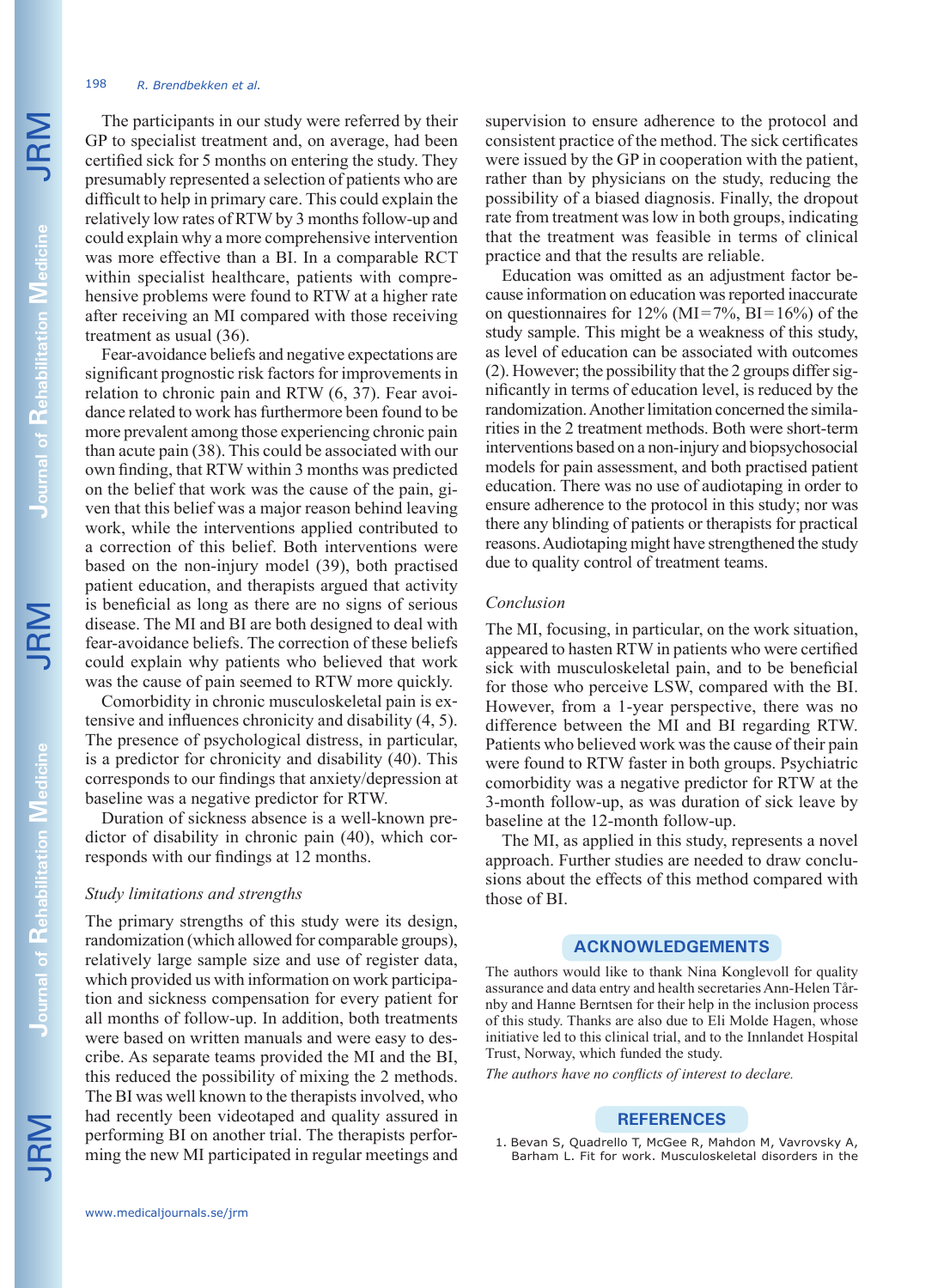The participants in our study were referred by their GP to specialist treatment and, on average, had been certified sick for 5 months on entering the study. They presumably represented a selection of patients who are difficult to help in primary care. This could explain the relatively low rates of RTW by 3 months follow-up and could explain why a more comprehensive intervention was more effective than a BI. In a comparable RCT within specialist healthcare, patients with comprehensive problems were found to RTW at a higher rate after receiving an MI compared with those receiving treatment as usual (36).

Fear-avoidance beliefs and negative expectations are significant prognostic risk factors for improvements in relation to chronic pain and RTW (6, 37). Fear avoidance related to work has furthermore been found to be more prevalent among those experiencing chronic pain than acute pain (38). This could be associated with our own finding, that RTW within 3 months was predicted on the belief that work was the cause of the pain, given that this belief was a major reason behind leaving work, while the interventions applied contributed to a correction of this belief. Both interventions were based on the non-injury model (39), both practised patient education, and therapists argued that activity is beneficial as long as there are no signs of serious disease. The MI and BI are both designed to deal with fear-avoidance beliefs. The correction of these beliefs could explain why patients who believed that work was the cause of pain seemed to RTW more quickly.

Comorbidity in chronic musculoskeletal pain is extensive and influences chronicity and disability (4, 5). The presence of psychological distress, in particular, is a predictor for chronicity and disability (40). This corresponds to our findings that anxiety/depression at baseline was a negative predictor for RTW.

Duration of sickness absence is a well-known predictor of disability in chronic pain (40), which corresponds with our findings at 12 months.

### *Study limitations and strengths*

The primary strengths of this study were its design, randomization (which allowed for comparable groups), relatively large sample size and use of register data, which provided us with information on work participation and sickness compensation for every patient for all months of follow-up. In addition, both treatments were based on written manuals and were easy to describe. As separate teams provided the MI and the BI, this reduced the possibility of mixing the 2 methods. The BI was well known to the therapists involved, who had recently been videotaped and quality assured in performing BI on another trial. The therapists performing the new MI participated in regular meetings and supervision to ensure adherence to the protocol and consistent practice of the method. The sick certificates were issued by the GP in cooperation with the patient, rather than by physicians on the study, reducing the possibility of a biased diagnosis. Finally, the dropout rate from treatment was low in both groups, indicating that the treatment was feasible in terms of clinical practice and that the results are reliable.

Education was omitted as an adjustment factor because information on education was reported inaccurate on questionnaires for 12% (MI=7%, BI=16%) of the study sample. This might be a weakness of this study, as level of education can be associated with outcomes (2). However; the possibility that the 2 groups differ significantly in terms of education level, is reduced by the randomization. Another limitation concerned the similarities in the 2 treatment methods. Both were short-term interventions based on a non-injury and biopsychosocial models for pain assessment, and both practised patient education. There was no use of audiotaping in order to ensure adherence to the protocol in this study; nor was there any blinding of patients or therapists for practical reasons. Audiotaping might have strengthened the study due to quality control of treatment teams.

### *Conclusion*

The MI, focusing, in particular, on the work situation, appeared to hasten RTW in patients who were certified sick with musculoskeletal pain, and to be beneficial for those who perceive LSW, compared with the BI. However, from a 1-year perspective, there was no difference between the MI and BI regarding RTW. Patients who believed work was the cause of their pain were found to RTW faster in both groups. Psychiatric comorbidity was a negative predictor for RTW at the 3-month follow-up, as was duration of sick leave by baseline at the 12-month follow-up.

The MI, as applied in this study, represents a novel approach. Further studies are needed to draw conclusions about the effects of this method compared with those of BI.

## ACKNOWLEDGEMENTS

The authors would like to thank Nina Konglevoll for quality assurance and data entry and health secretaries Ann-Helen Tårnby and Hanne Berntsen for their help in the inclusion process of this study. Thanks are also due to Eli Molde Hagen, whose initiative led to this clinical trial, and to the Innlandet Hospital Trust, Norway, which funded the study.

*The authors have no conflicts of interest to declare.*

## REFERENCES

1. Bevan S, Quadrello T, McGee R, Mahdon M, Vavrovsky A, Barham L. Fit for work. Musculoskeletal disorders in the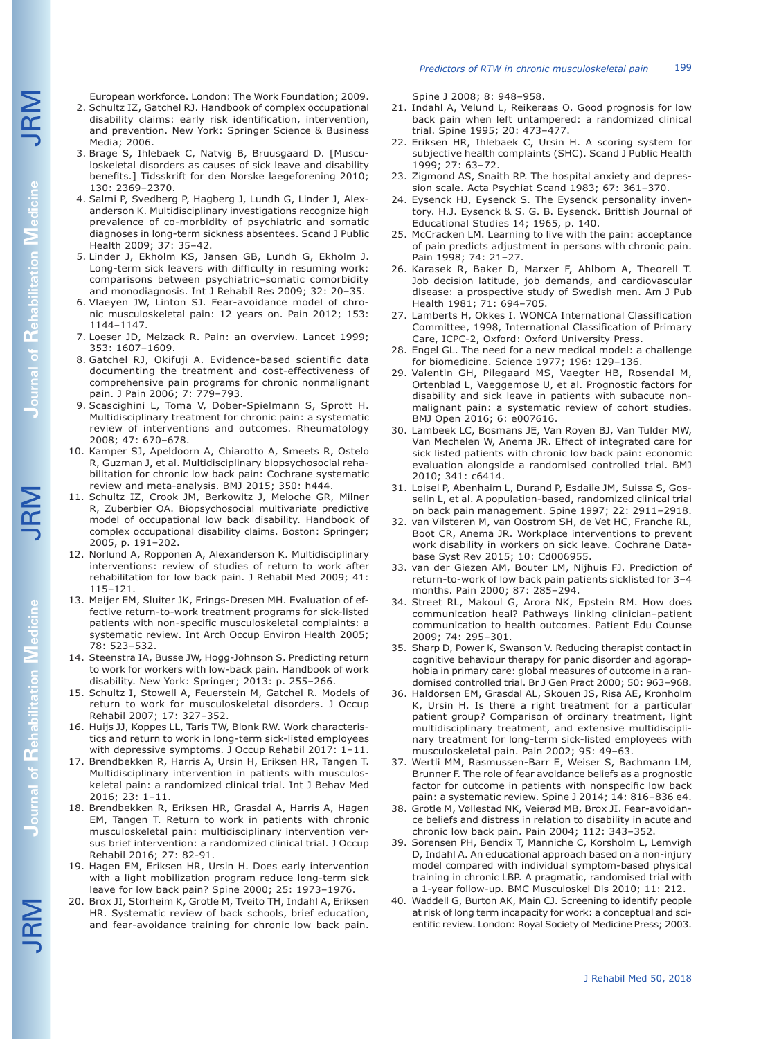European workforce. London: The Work Foundation; 2009.

2. Schultz IZ, Gatchel RJ. Handbook of complex occupational disability claims: early risk identification, intervention, and prevention. New York: Springer Science & Business Media; 2006.
3. Brage S, Ihlebaek C, Natvig B, Bruusgaard D. [Musculoskeletal disorders as causes of sick leave and disability benefits.] Tidsskrift for den Norske laegeforening 2010; 130: 2369–2370.
4. Salmi P, Svedberg P, Hagberg J, Lundh G, Linder J, Alexanderson K. Multidisciplinary investigations recognize high prevalence of co-morbidity of psychiatric and somatic diagnoses in long-term sickness absentees. Scand J Public Health 2009; 37: 35–42.
5. Linder J, Ekholm KS, Jansen GB, Lundh G, Ekholm J. Long-term sick leavers with difficulty in resuming work: comparisons between psychiatric–somatic comorbidity and monodiagnosis. Int J Rehabil Res 2009; 32: 20–35.
6. Vlaeyen JW, Linton SJ. Fear-avoidance model of chronic musculoskeletal pain: 12 years on. Pain 2012; 153: 1144–1147.
7. Loeser JD, Melzack R. Pain: an overview. Lancet 1999; 353: 1607–1609.
8. Gatchel RJ, Okifuji A. Evidence-based scientific data documenting the treatment and cost-effectiveness of comprehensive pain programs for chronic nonmalignant pain. J Pain 2006; 7: 779–793.
9. Scascighini L, Toma V, Dober-Spielmann S, Sprott H. Multidisciplinary treatment for chronic pain: a systematic review of interventions and outcomes. Rheumatology 2008; 47: 670–678.
10. Kamper SJ, Apeldoorn A, Chiarotto A, Smeets R, Ostelo R, Guzman J, et al. Multidisciplinary biopsychosocial rehabilitation for chronic low back pain: Cochrane systematic review and meta-analysis. BMJ 2015; 350: h444.
11. Schultz IZ, Crook JM, Berkowitz J, Meloche GR, Milner R, Zuberbier OA. Biopsychosocial multivariate predictive model of occupational low back disability. Handbook of complex occupational disability claims. Boston: Springer; 2005, p. 191–202.
12. Norlund A, Ropponen A, Alexanderson K. Multidisciplinary interventions: review of studies of return to work after rehabilitation for low back pain. J Rehabil Med 2009; 41: 115–121.
13. Meijer EM, Sluiter JK, Frings-Dresen MH. Evaluation of effective return-to-work treatment programs for sick-listed patients with non-specific musculoskeletal complaints: a systematic review. Int Arch Occup Environ Health 2005; 78: 523–532.
14. Steenstra IA, Busse JW, Hogg-Johnson S. Predicting return to work for workers with low-back pain. Handbook of work disability. New York: Springer; 2013: p. 255–266.
15. Schultz I, Stowell A, Feuerstein M, Gatchel R. Models of return to work for musculoskeletal disorders. J Occup Rehabil 2007; 17: 327–352.
16. Huijs JJ, Koppes LL, Taris TW, Blonk RW. Work characteristics and return to work in long-term sick-listed employees with depressive symptoms. J Occup Rehabil 2017: 1–11.
17. Brendbekken R, Harris A, Ursin H, Eriksen HR, Tangen T. Multidisciplinary intervention in patients with musculoskeletal pain: a randomized clinical trial. Int J Behav Med 2016; 23: 1–11.
18. Brendbekken R, Eriksen HR, Grasdal A, Harris A, Hagen EM, Tangen T. Return to work in patients with chronic musculoskeletal pain: multidisciplinary intervention versus brief intervention: a randomized clinical trial. J Occup Rehabil 2016; 27: 82-91.
19. Hagen EM, Eriksen HR, Ursin H. Does early intervention with a light mobilization program reduce long-term sick leave for low back pain? Spine 2000; 25: 1973–1976.
20. Brox JI, Storheim K, Grotle M, Tveito TH, Indahl A, Eriksen HR. Systematic review of back schools, brief education, and fear-avoidance training for chronic low back pain. Spine J 2008; 8: 948–958.
21. Indahl A, Velund L, Reikeraas O. Good prognosis for low back pain when left untampered: a randomized clinical trial. Spine 1995; 20: 473–477.
22. Eriksen HR, Ihlebaek C, Ursin H. A scoring system for subjective health complaints (SHC). Scand J Public Health 1999; 27: 63–72.
23. Zigmond AS, Snaith RP. The hospital anxiety and depression scale. Acta Psychiat Scand 1983; 67: 361–370.
24. Eysenck HJ, Eysenck S. The Eysenck personality inventory. H.J. Eysenck & S. G. B. Eysenck. Brittish Journal of Educational Studies 14; 1965, p. 140.
25. McCracken LM. Learning to live with the pain: acceptance of pain predicts adjustment in persons with chronic pain. Pain 1998; 74: 21–27.
26. Karasek R, Baker D, Marxer F, Ahlbom A, Theorell T. Job decision latitude, job demands, and cardiovascular disease: a prospective study of Swedish men. Am J Pub Health 1981; 71: 694–705.
27. Lamberts H, Okkes I. WONCA International Classification Committee, 1998, International Classification of Primary Care, ICPC-2, Oxford: Oxford University Press.
28. Engel GL. The need for a new medical model: a challenge for biomedicine. Science 1977; 196: 129–136.
29. Valentin GH, Pilegaard MS, Vaegter HB, Rosendal M, Ortenblad L, Vaeggemose U, et al. Prognostic factors for disability and sick leave in patients with subacute non-malignant pain: a systematic review of cohort studies. BMJ Open 2016; 6: e007616.
30. Lambeek LC, Bosmans JE, Van Royen BJ, Van Tulder MW, Van Mechelen W, Anema JR. Effect of integrated care for sick listed patients with chronic low back pain: economic evaluation alongside a randomised controlled trial. BMJ 2010; 341: c6414.
31. Loisel P, Abenhaim L, Durand P, Esdaile JM, Suissa S, Gosselin L, et al. A population-based, randomized clinical trial on back pain management. Spine 1997; 22: 2911–2918.
32. van Vilsteren M, van Oostrom SH, de Vet HC, Franche RL, Boot CR, Anema JR. Workplace interventions to prevent work disability in workers on sick leave. Cochrane Database Syst Rev 2015; 10: Cd006955.
33. van der Giezen AM, Bouter LM, Nijhuis FJ. Prediction of return-to-work of low back pain patients sicklisted for 3–4 months. Pain 2000; 87: 285–294.
34. Street RL, Makoul G, Arora NK, Epstein RM. How does communication heal? Pathways linking clinician–patient communication to health outcomes. Patient Edu Counse 2009; 74: 295–301.
35. Sharp D, Power K, Swanson V. Reducing therapist contact in cognitive behaviour therapy for panic disorder and agoraphobia in primary care: global measures of outcome in a randomised controlled trial. Br J Gen Pract 2000; 50: 963–968.
36. Haldorsen EM, Grasdal AL, Skouen JS, Risa AE, Kronholm K, Ursin H. Is there a right treatment for a particular patient group? Comparison of ordinary treatment, light multidisciplinary treatment, and extensive multidisciplinary treatment for long-term sick-listed employees with musculoskeletal pain. Pain 2002; 95: 49–63.
37. Wertli MM, Rasmussen-Barr E, Weiser S, Bachmann LM, Brunner F. The role of fear avoidance beliefs as a prognostic factor for outcome in patients with nonspecific low back pain: a systematic review. Spine J 2014; 14: 816–836 e4.
38. Grotle M, Vøllestad NK, Veierød MB, Brox JI. Fear-avoidance beliefs and distress in relation to disability in acute and chronic low back pain. Pain 2004; 112: 343–352.
39. Sorensen PH, Bendix T, Manniche C, Korsholm L, Lemvigh D, Indahl A. An educational approach based on a non-injury model compared with individual symptom-based physical training in chronic LBP. A pragmatic, randomised trial with a 1-year follow-up. BMC Musculoskel Dis 2010; 11: 212.
40. Waddell G, Burton AK, Main CJ. Screening to identify people at risk of long term incapacity for work: a conceptual and scientific review. London: Royal Society of Medicine Press; 2003.